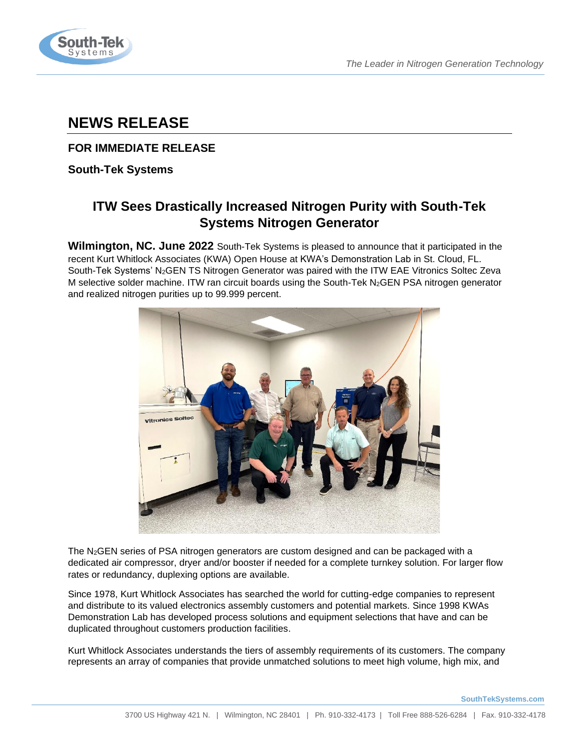# NEWS RELEASE

**FOR IMMEDIATE RELEASE**

**South-Tek Systems**

## ITW Sees Drastically Increased Nitrogen Purity with South-Tek Systems Nitrogen Generator

**Wilmington, NC. June 2022** South-Tek Systems is pleased to announce that it participated in the recent Kurt Whitlock Associates (KWA) Open House at KWA's Demonstration Lab in St. Cloud, FL. South-Tek Systems' $N_2$GEN TS Nitrogen Generator was paired with the ITW EAE Vitronics Soltec Zeva M selective solder machine. ITW ran circuit boards using the South-Tek $N_2$GEN PSA nitrogen generator and realized nitrogen purities up to 99.999 percent.

The $N_2$GEN series of PSA nitrogen generators are custom designed and can be packaged with a dedicated air compressor, dryer and/or booster if needed for a complete turnkey solution. For larger flow rates or redundancy, duplexing options are available.

Since 1978, Kurt Whitlock Associates has searched the world for cutting-edge companies to represent and distribute to its valued electronics assembly customers and potential markets. Since 1998 KWAs Demonstration Lab has developed process solutions and equipment selections that have and can be duplicated throughout customers production facilities.

Kurt Whitlock Associates understands the tiers of assembly requirements of its customers. The company represents an array of companies that provide unmatched solutions to meet high volume, high mix, and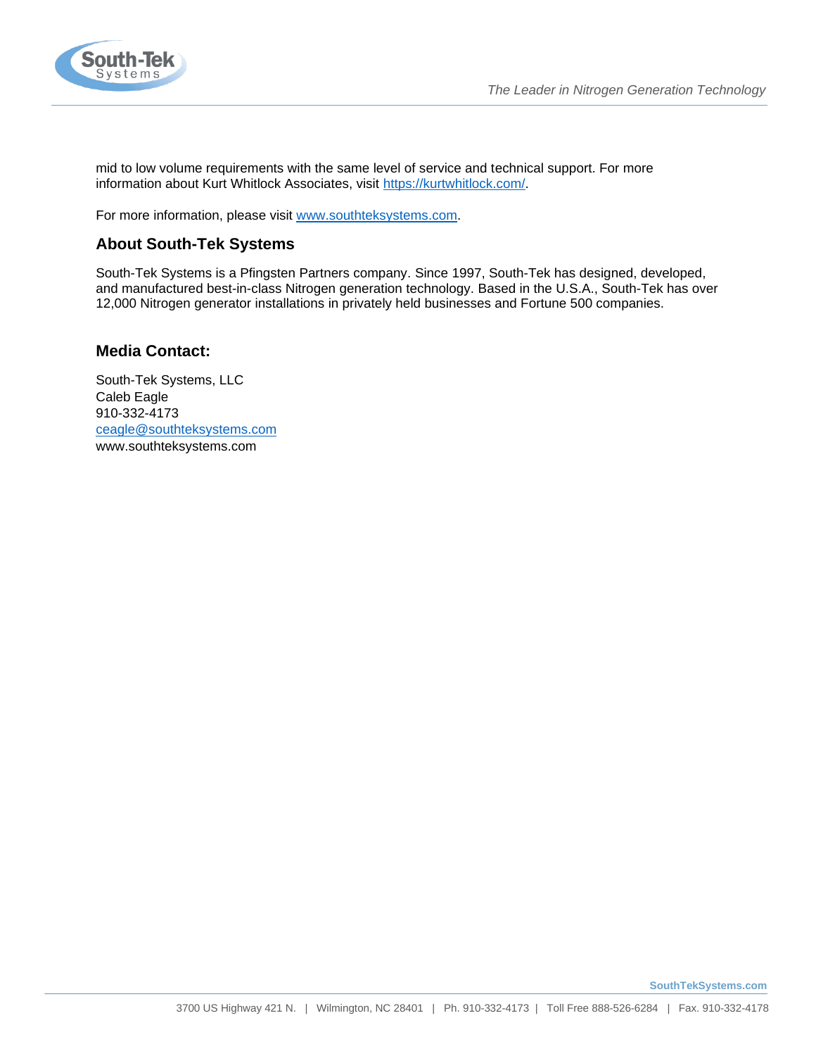mid to low volume requirements with the same level of service and technical support. For more information about Kurt Whitlock Associates, visit https://kurtwhitlock.com/.

For more information, please visit www.southteksystems.com.

## About South-Tek Systems

South-Tek Systems is a Pfingsten Partners company. Since 1997, South-Tek has designed, developed, and manufactured best-in-class Nitrogen generation technology. Based in the U.S.A., South-Tek has over 12,000 Nitrogen generator installations in privately held businesses and Fortune 500 companies.

## Media Contact:

South-Tek Systems, LLC
Caleb Eagle
910-332-4173
ceagle@southteksystems.com
www.southteksystems.com